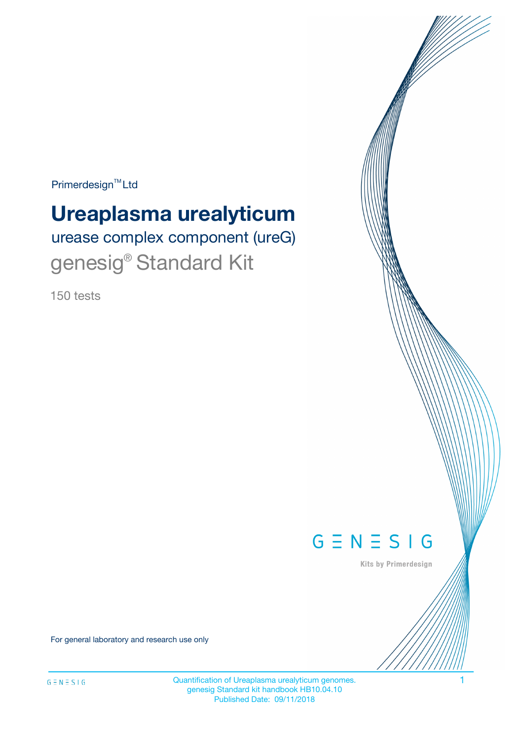Primerdesign™ Ltd

# Ureaplasma urealyticum

## urease complex component (ureG)

## genesig® Standard Kit

150 tests

GENESIG

Kits by Primerdesign

For general laboratory and research use only

Quantification of Ureaplasma urealyticum genomes.
genesig Standard kit handbook HB10.04.10
Published Date: 09/11/2018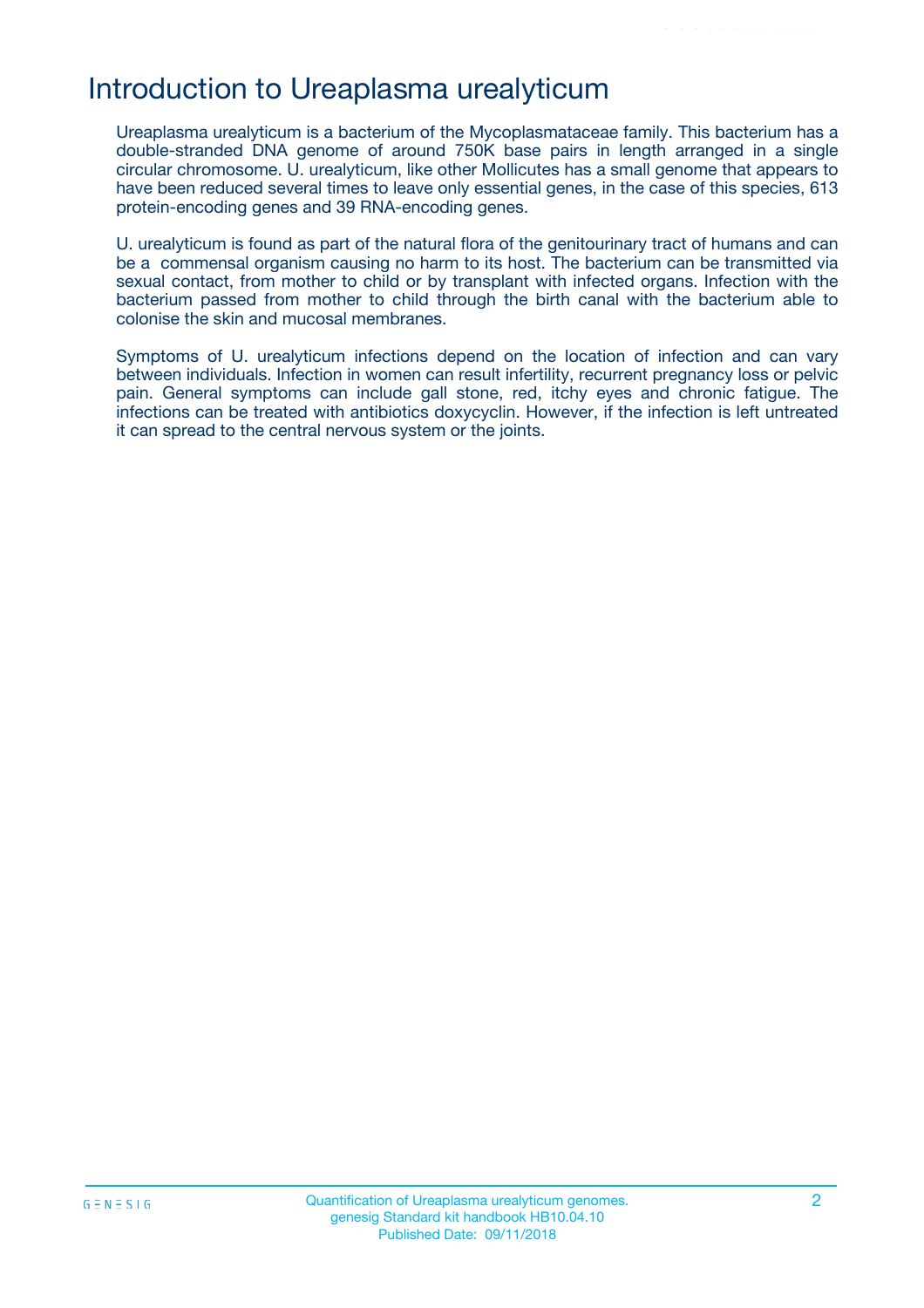# Introduction to Ureaplasma urealyticum

Ureaplasma urealyticum is a bacterium of the Mycoplasmataceae family. This bacterium has a double-stranded DNA genome of around 750K base pairs in length arranged in a single circular chromosome. U. urealyticum, like other Mollicutes has a small genome that appears to have been reduced several times to leave only essential genes, in the case of this species, 613 protein-encoding genes and 39 RNA-encoding genes.

U. urealyticum is found as part of the natural flora of the genitourinary tract of humans and can be a commensal organism causing no harm to its host. The bacterium can be transmitted via sexual contact, from mother to child or by transplant with infected organs. Infection with the bacterium passed from mother to child through the birth canal with the bacterium able to colonise the skin and mucosal membranes.

Symptoms of U. urealyticum infections depend on the location of infection and can vary between individuals. Infection in women can result infertility, recurrent pregnancy loss or pelvic pain. General symptoms can include gall stone, red, itchy eyes and chronic fatigue. The infections can be treated with antibiotics doxycyclin. However, if the infection is left untreated it can spread to the central nervous system or the joints.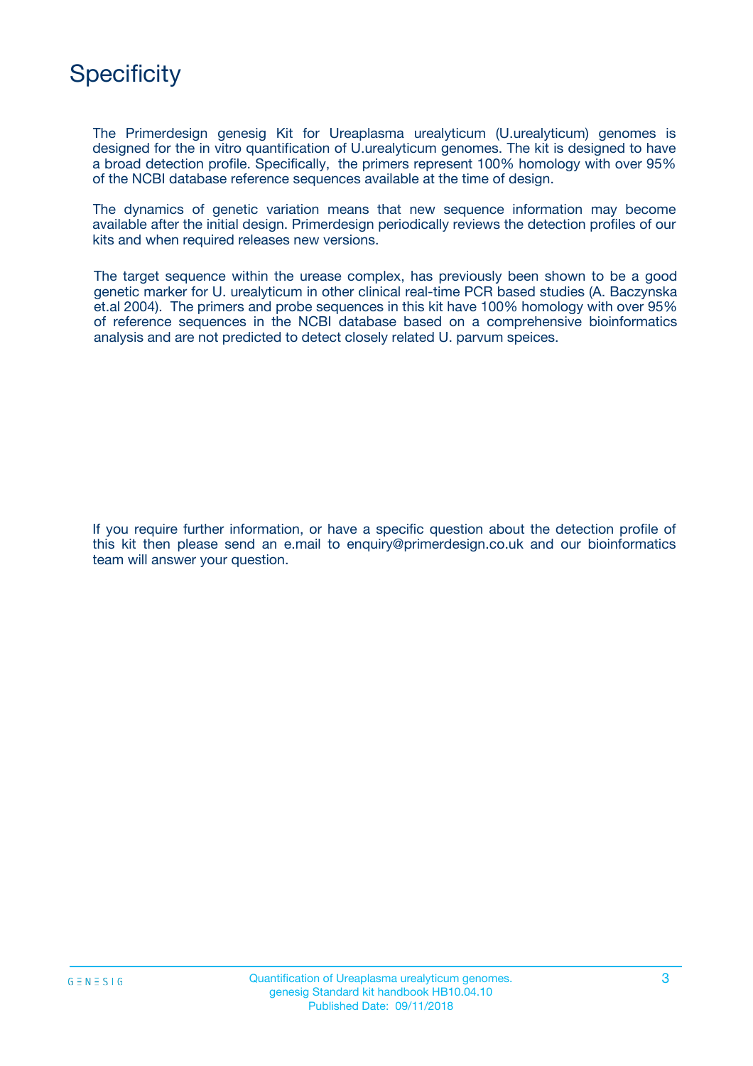# Specificity

The Primerdesign genesig Kit for Ureaplasma urealyticum (U.urealyticum) genomes is designed for the in vitro quantification of U.urealyticum genomes. The kit is designed to have a broad detection profile. Specifically, the primers represent 100% homology with over 95% of the NCBI database reference sequences available at the time of design.

The dynamics of genetic variation means that new sequence information may become available after the initial design. Primerdesign periodically reviews the detection profiles of our kits and when required releases new versions.

The target sequence within the urease complex, has previously been shown to be a good genetic marker for U. urealyticum in other clinical real-time PCR based studies (A. Baczynska et.al 2004). The primers and probe sequences in this kit have 100% homology with over 95% of reference sequences in the NCBI database based on a comprehensive bioinformatics analysis and are not predicted to detect closely related U. parvum speices.

If you require further information, or have a specific question about the detection profile of this kit then please send an e.mail to enquiry@primerdesign.co.uk and our bioinformatics team will answer your question.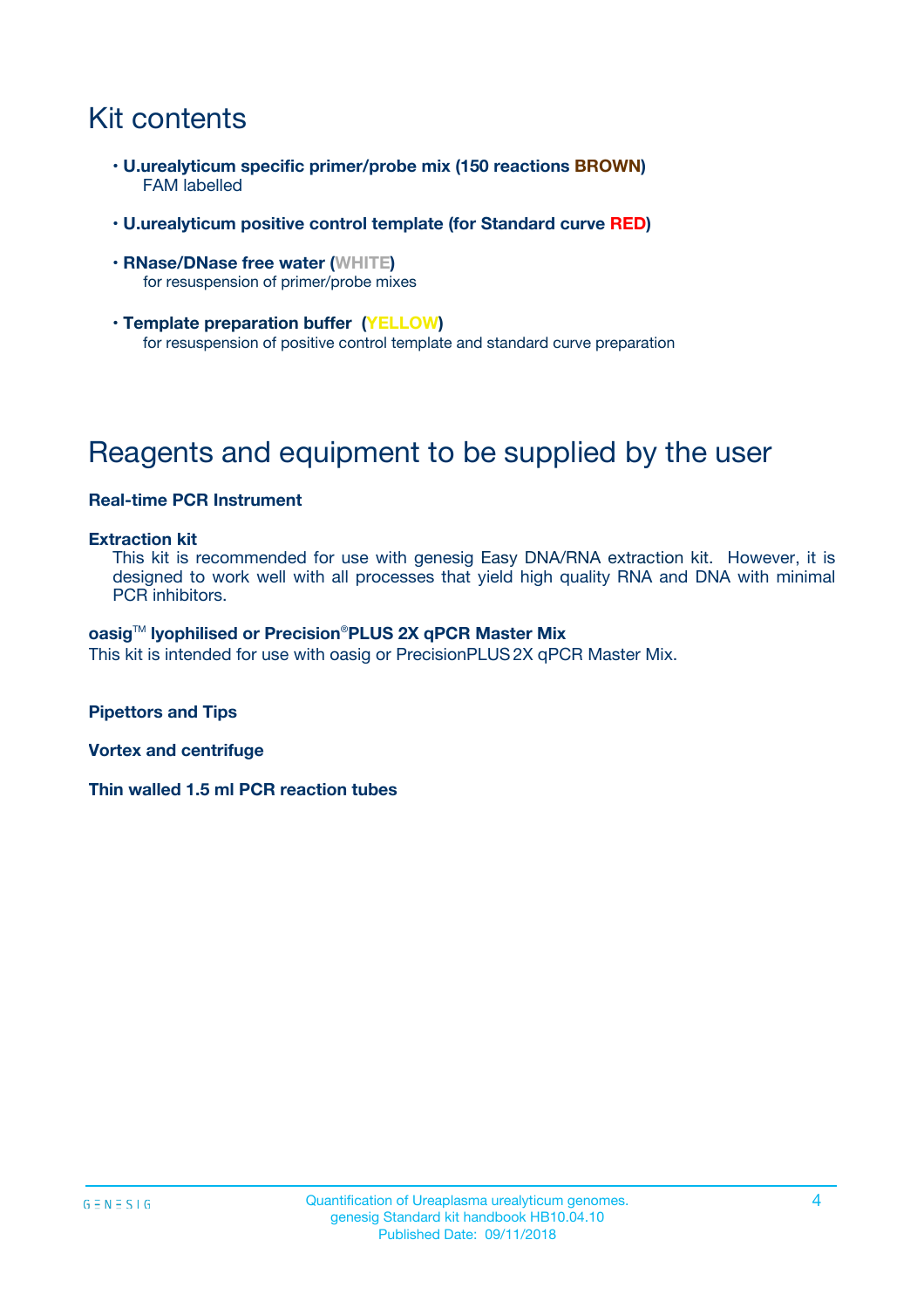# Kit contents

- **U.urealyticum specific primer/probe mix (150 reactions BROWN)**
  FAM labelled
- **U.urealyticum positive control template (for Standard curve RED)**
- **RNase/DNase free water (WHITE)**
  for resuspension of primer/probe mixes
- **Template preparation buffer (YELLOW)**
  for resuspension of positive control template and standard curve preparation

# Reagents and equipment to be supplied by the user

**Real-time PCR Instrument**

**Extraction kit**
This kit is recommended for use with genesig Easy DNA/RNA extraction kit. However, it is designed to work well with all processes that yield high quality RNA and DNA with minimal PCR inhibitors.

**oasig™ lyophilised or Precision®PLUS 2X qPCR Master Mix**
This kit is intended for use with oasig or PrecisionPLUS 2X qPCR Master Mix.

**Pipettors and Tips**

**Vortex and centrifuge**

**Thin walled 1.5 ml PCR reaction tubes**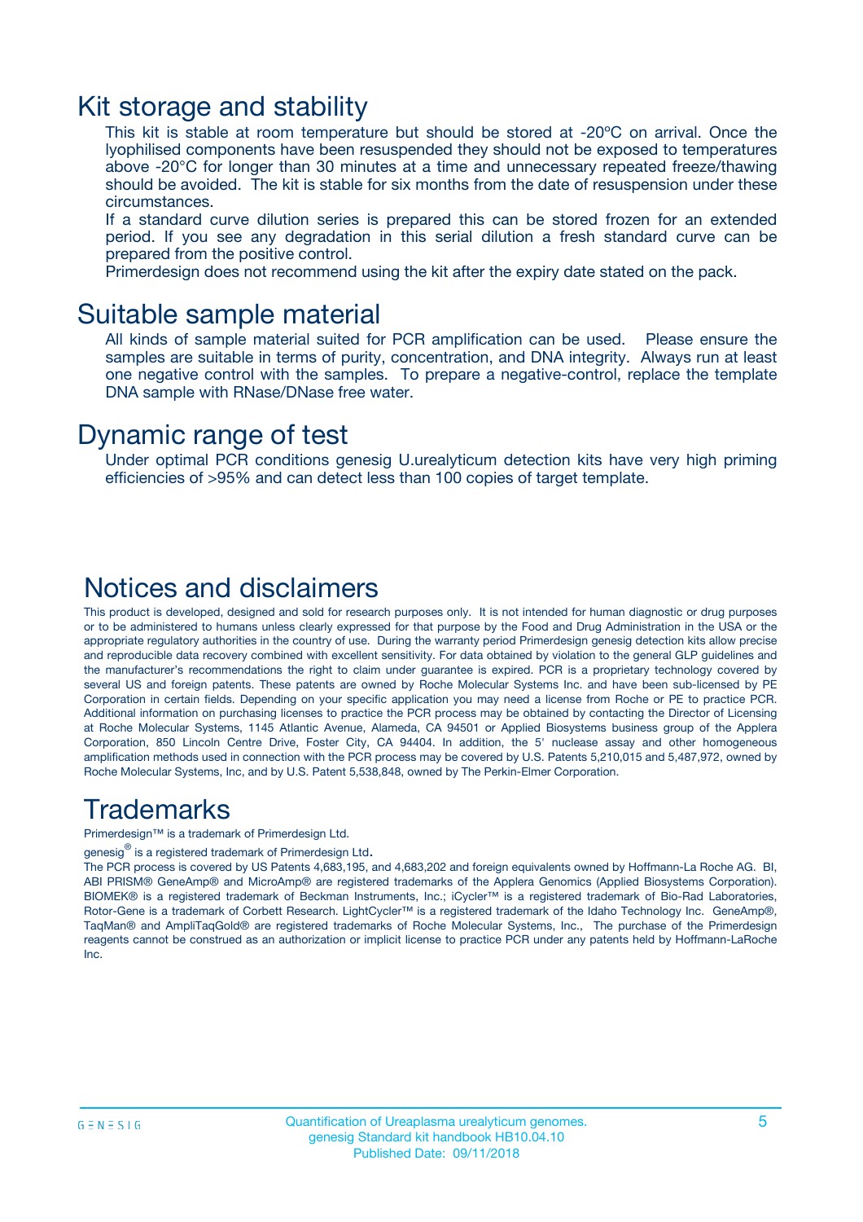## Kit storage and stability

This kit is stable at room temperature but should be stored at -20ºC on arrival. Once the lyophilised components have been resuspended they should not be exposed to temperatures above -20°C for longer than 30 minutes at a time and unnecessary repeated freeze/thawing should be avoided. The kit is stable for six months from the date of resuspension under these circumstances.

If a standard curve dilution series is prepared this can be stored frozen for an extended period. If you see any degradation in this serial dilution a fresh standard curve can be prepared from the positive control.

Primerdesign does not recommend using the kit after the expiry date stated on the pack.

## Suitable sample material

All kinds of sample material suited for PCR amplification can be used. Please ensure the samples are suitable in terms of purity, concentration, and DNA integrity. Always run at least one negative control with the samples. To prepare a negative-control, replace the template DNA sample with RNase/DNase free water.

## Dynamic range of test

Under optimal PCR conditions genesig U.urealyticum detection kits have very high priming efficiencies of >95% and can detect less than 100 copies of target template.

## Notices and disclaimers

This product is developed, designed and sold for research purposes only. It is not intended for human diagnostic or drug purposes or to be administered to humans unless clearly expressed for that purpose by the Food and Drug Administration in the USA or the appropriate regulatory authorities in the country of use. During the warranty period Primerdesign genesig detection kits allow precise and reproducible data recovery combined with excellent sensitivity. For data obtained by violation to the general GLP guidelines and the manufacturer's recommendations the right to claim under guarantee is expired. PCR is a proprietary technology covered by several US and foreign patents. These patents are owned by Roche Molecular Systems Inc. and have been sub-licensed by PE Corporation in certain fields. Depending on your specific application you may need a license from Roche or PE to practice PCR. Additional information on purchasing licenses to practice the PCR process may be obtained by contacting the Director of Licensing at Roche Molecular Systems, 1145 Atlantic Avenue, Alameda, CA 94501 or Applied Biosystems business group of the Applera Corporation, 850 Lincoln Centre Drive, Foster City, CA 94404. In addition, the 5' nuclease assay and other homogeneous amplification methods used in connection with the PCR process may be covered by U.S. Patents 5,210,015 and 5,487,972, owned by Roche Molecular Systems, Inc, and by U.S. Patent 5,538,848, owned by The Perkin-Elmer Corporation.

## Trademarks

Primerdesign™ is a trademark of Primerdesign Ltd.

genesig® is a registered trademark of Primerdesign Ltd.

The PCR process is covered by US Patents 4,683,195, and 4,683,202 and foreign equivalents owned by Hoffmann-La Roche AG. BI, ABI PRISM® GeneAmp® and MicroAmp® are registered trademarks of the Applera Genomics (Applied Biosystems Corporation). BIOMEK® is a registered trademark of Beckman Instruments, Inc.; iCycler™ is a registered trademark of Bio-Rad Laboratories, Rotor-Gene is a trademark of Corbett Research. LightCycler™ is a registered trademark of the Idaho Technology Inc. GeneAmp®, TaqMan® and AmpliTaqGold® are registered trademarks of Roche Molecular Systems, Inc., The purchase of the Primerdesign reagents cannot be construed as an authorization or implicit license to practice PCR under any patents held by Hoffmann-LaRoche Inc.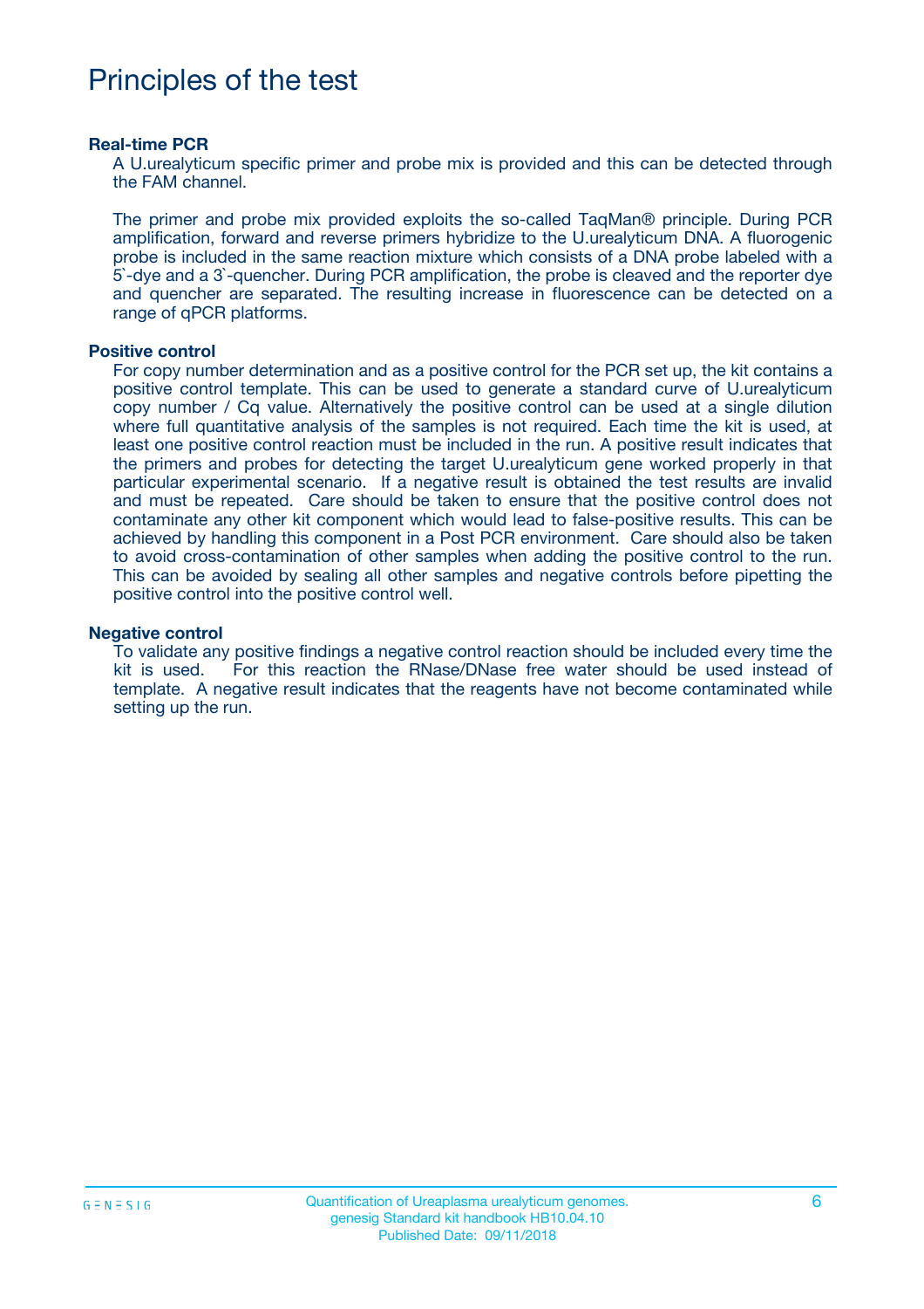# Principles of the test

**Real-time PCR**

A U.urealyticum specific primer and probe mix is provided and this can be detected through the FAM channel.

The primer and probe mix provided exploits the so-called TaqMan® principle. During PCR amplification, forward and reverse primers hybridize to the U.urealyticum DNA. A fluorogenic probe is included in the same reaction mixture which consists of a DNA probe labeled with a 5`-dye and a 3`-quencher. During PCR amplification, the probe is cleaved and the reporter dye and quencher are separated. The resulting increase in fluorescence can be detected on a range of qPCR platforms.

**Positive control**

For copy number determination and as a positive control for the PCR set up, the kit contains a positive control template. This can be used to generate a standard curve of U.urealyticum copy number / Cq value. Alternatively the positive control can be used at a single dilution where full quantitative analysis of the samples is not required. Each time the kit is used, at least one positive control reaction must be included in the run. A positive result indicates that the primers and probes for detecting the target U.urealyticum gene worked properly in that particular experimental scenario. If a negative result is obtained the test results are invalid and must be repeated. Care should be taken to ensure that the positive control does not contaminate any other kit component which would lead to false-positive results. This can be achieved by handling this component in a Post PCR environment. Care should also be taken to avoid cross-contamination of other samples when adding the positive control to the run. This can be avoided by sealing all other samples and negative controls before pipetting the positive control into the positive control well.

**Negative control**

To validate any positive findings a negative control reaction should be included every time the kit is used. For this reaction the RNase/DNase free water should be used instead of template. A negative result indicates that the reagents have not become contaminated while setting up the run.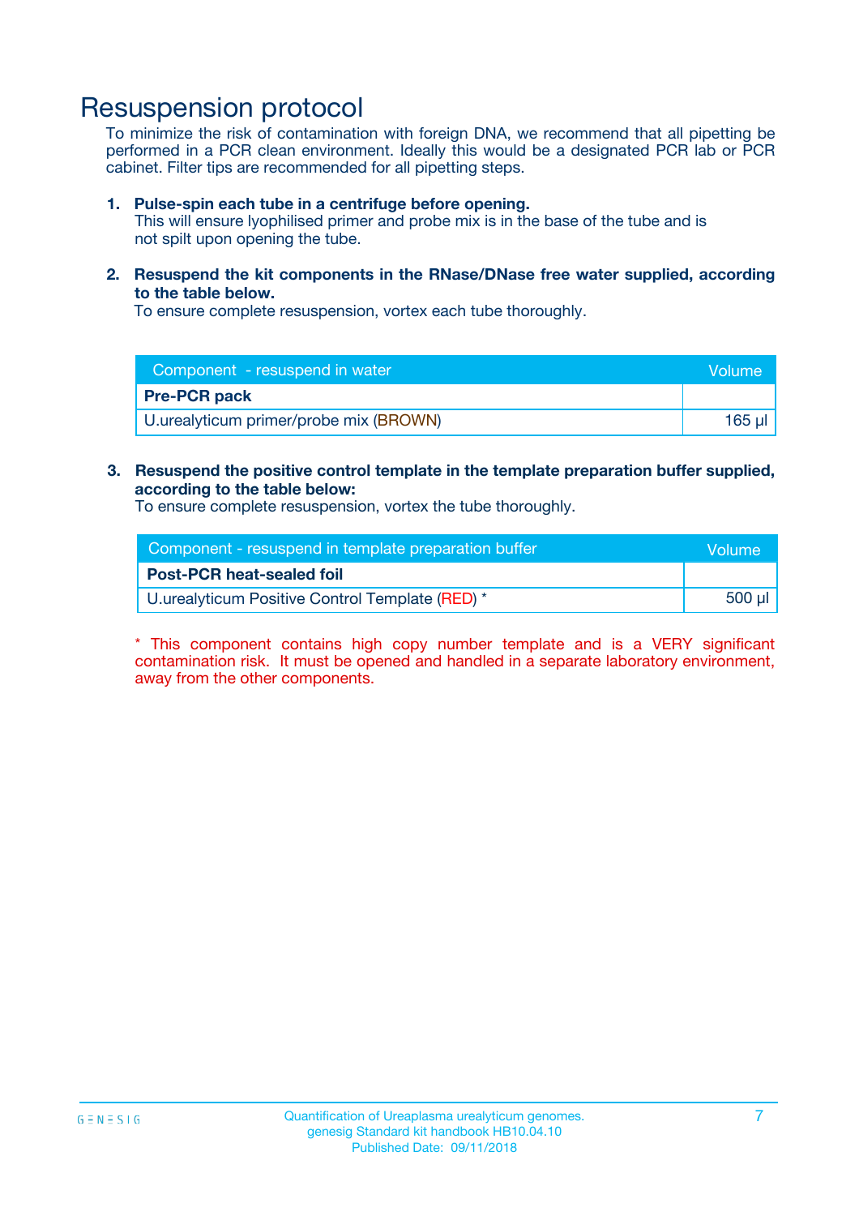# Resuspension protocol

To minimize the risk of contamination with foreign DNA, we recommend that all pipetting be performed in a PCR clean environment. Ideally this would be a designated PCR lab or PCR cabinet. Filter tips are recommended for all pipetting steps.

1. **Pulse-spin each tube in a centrifuge before opening.**
   This will ensure lyophilised primer and probe mix is in the base of the tube and is not spilt upon opening the tube.

2. **Resuspend the kit components in the RNase/DNase free water supplied, according to the table below.**
   To ensure complete resuspension, vortex each tube thoroughly.

| Component - resuspend in water | Volume |
|---|---|
| **Pre-PCR pack** | |
| U.urealyticum primer/probe mix (BROWN) | 165 µl |

3. **Resuspend the positive control template in the template preparation buffer supplied, according to the table below:**
   To ensure complete resuspension, vortex the tube thoroughly.

| Component - resuspend in template preparation buffer | Volume |
|---|---|
| **Post-PCR heat-sealed foil** | |
| U.urealyticum Positive Control Template (RED) * | 500 µl |

* This component contains high copy number template and is a VERY significant contamination risk. It must be opened and handled in a separate laboratory environment, away from the other components.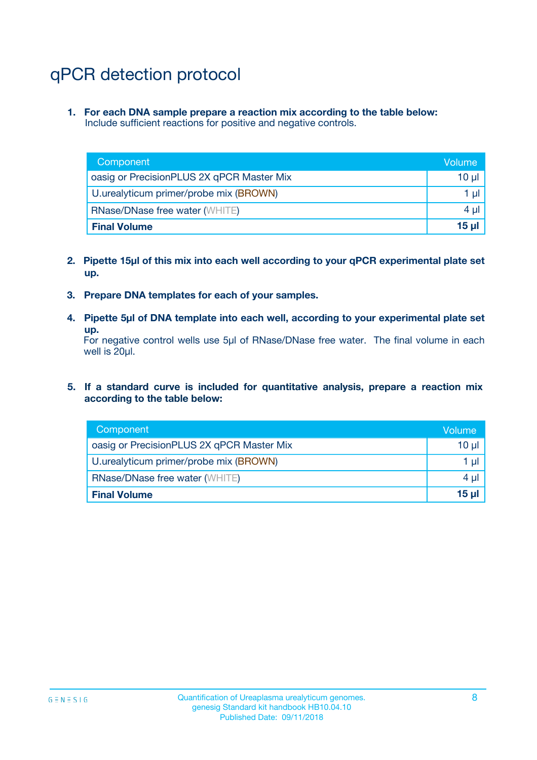# qPCR detection protocol

1. **For each DNA sample prepare a reaction mix according to the table below:**
   Include sufficient reactions for positive and negative controls.

| Component | Volume |
|---|---|
| oasig or PrecisionPLUS 2X qPCR Master Mix | 10 µl |
| U.urealyticum primer/probe mix (BROWN) | 1 µl |
| RNase/DNase free water (WHITE) | 4 µl |
| **Final Volume** | **15 µl** |

2. **Pipette 15µl of this mix into each well according to your qPCR experimental plate set up.**

3. **Prepare DNA templates for each of your samples.**

4. **Pipette 5µl of DNA template into each well, according to your experimental plate set up.**
   For negative control wells use 5µl of RNase/DNase free water. The final volume in each well is 20µl.

5. **If a standard curve is included for quantitative analysis, prepare a reaction mix according to the table below:**

| Component | Volume |
|---|---|
| oasig or PrecisionPLUS 2X qPCR Master Mix | 10 µl |
| U.urealyticum primer/probe mix (BROWN) | 1 µl |
| RNase/DNase free water (WHITE) | 4 µl |
| **Final Volume** | **15 µl** |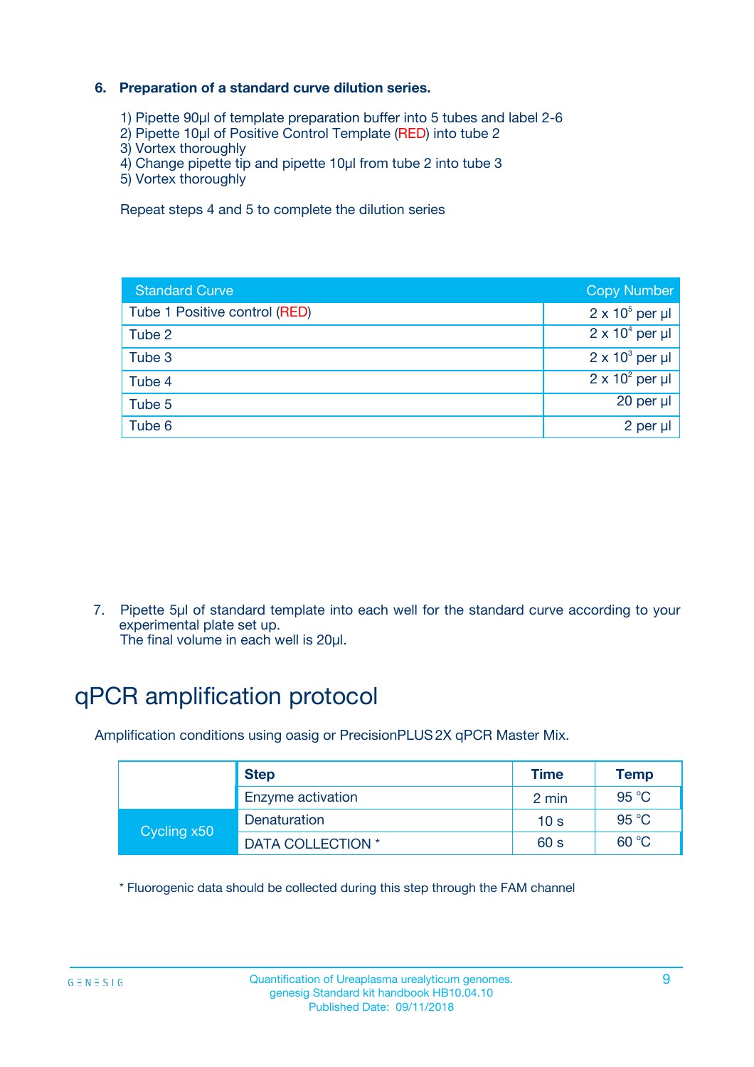### 6. Preparation of a standard curve dilution series.

1) Pipette 90µl of template preparation buffer into 5 tubes and label 2-6
2) Pipette 10µl of Positive Control Template (RED) into tube 2
3) Vortex thoroughly
4) Change pipette tip and pipette 10µl from tube 2 into tube 3
5) Vortex thoroughly

Repeat steps 4 and 5 to complete the dilution series

| Standard Curve | Copy Number |
|---|---|
| Tube 1 Positive control (RED) | $2 \times 10^5$ per µl |
| Tube 2 | $2 \times 10^4$ per µl |
| Tube 3 | $2 \times 10^3$ per µl |
| Tube 4 | $2 \times 10^2$ per µl |
| Tube 5 | 20 per µl |
| Tube 6 | 2 per µl |

7. Pipette 5µl of standard template into each well for the standard curve according to your experimental plate set up.
The final volume in each well is 20µl.

# qPCR amplification protocol

Amplification conditions using oasig or PrecisionPLUS 2X qPCR Master Mix.

| | Step | Time | Temp |
|---|---|---|---|
| | Enzyme activation | 2 min | 95 °C |
| Cycling x50 | Denaturation | 10 s | 95 °C |
| | DATA COLLECTION * | 60 s | 60 °C |

* Fluorogenic data should be collected during this step through the FAM channel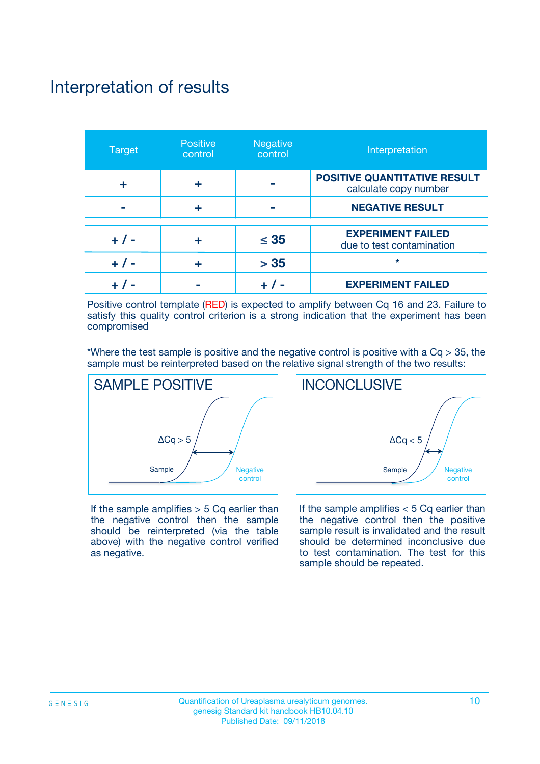# Interpretation of results

| Target | Positive control | Negative control | Interpretation |
| --- | --- | --- | --- |
| + | + | - | **POSITIVE QUANTITATIVE RESULT** calculate copy number |
| - | + | - | **NEGATIVE RESULT** |
| + / - | + | ≤ 35 | **EXPERIMENT FAILED** due to test contamination |
| + / - | + | > 35 | * |
| + / - | - | + / - | **EXPERIMENT FAILED** |

Positive control template (RED) is expected to amplify between Cq 16 and 23. Failure to satisfy this quality control criterion is a strong indication that the experiment has been compromised

*Where the test sample is positive and the negative control is positive with a Cq > 35, the sample must be reinterpreted based on the relative signal strength of the two results:

SAMPLE POSITIVE

ΔCq > 5

Sample

Negative control

If the sample amplifies > 5 Cq earlier than the negative control then the sample should be reinterpreted (via the table above) with the negative control verified as negative.

INCONCLUSIVE

ΔCq < 5

Sample

Negative control

If the sample amplifies < 5 Cq earlier than the negative control then the positive sample result is invalidated and the result should be determined inconclusive due to test contamination. The test for this sample should be repeated.